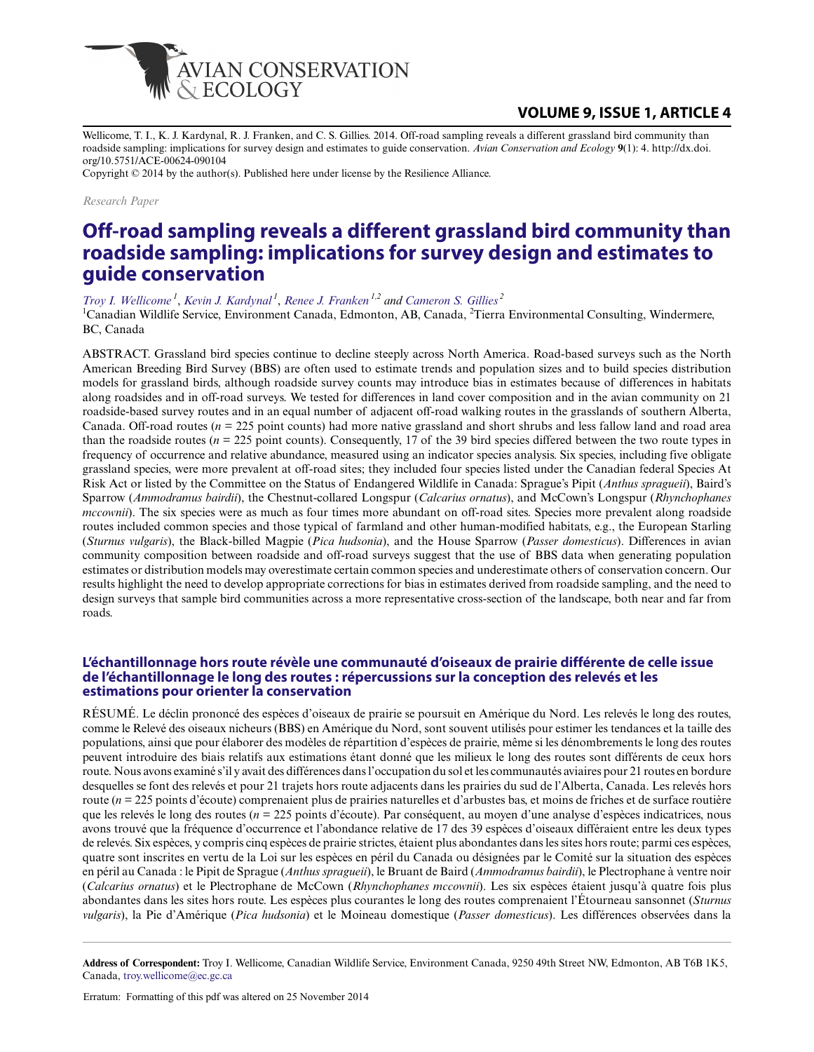Wellicome, T. I., K. J. Kardynal, R. J. Franken, and C. S. Gillies. 2014. Off-road sampling reveals a different grassland bird community than roadside sampling: implications for survey design and estimates to guide conservation. *Avian Conservation and Ecology* **9**(1): 4. http://dx.doi.org/10.5751/ACE-00624-090104

Copyright © 2014 by the author(s). Published here under license by the Resilience Alliance.

*Research Paper*

# Off-road sampling reveals a different grassland bird community than roadside sampling: implications for survey design and estimates to guide conservation

*Troy I. Wellicome*[1], *Kevin J. Kardynal*[1], *Renee J. Franken*[1,2] and *Cameron S. Gillies*[2]

[1]Canadian Wildlife Service, Environment Canada, Edmonton, AB, Canada, [2]Tierra Environmental Consulting, Windermere, BC, Canada

ABSTRACT. Grassland bird species continue to decline steeply across North America. Road-based surveys such as the North American Breeding Bird Survey (BBS) are often used to estimate trends and population sizes and to build species distribution models for grassland birds, although roadside survey counts may introduce bias in estimates because of differences in habitats along roadsides and in off-road surveys. We tested for differences in land cover composition and in the avian community on 21 roadside-based survey routes and in an equal number of adjacent off-road walking routes in the grasslands of southern Alberta, Canada. Off-road routes (*n* = 225 point counts) had more native grassland and short shrubs and less fallow land and road area than the roadside routes (*n* = 225 point counts). Consequently, 17 of the 39 bird species differed between the two route types in frequency of occurrence and relative abundance, measured using an indicator species analysis. Six species, including five obligate grassland species, were more prevalent at off-road sites; they included four species listed under the Canadian federal Species At Risk Act or listed by the Committee on the Status of Endangered Wildlife in Canada: Sprague's Pipit (*Anthus spragueii*), Baird's Sparrow (*Ammodramus bairdii*), the Chestnut-collared Longspur (*Calcarius ornatus*), and McCown's Longspur (*Rhynchophanes mccownii*). The six species were as much as four times more abundant on off-road sites. Species more prevalent along roadside routes included common species and those typical of farmland and other human-modified habitats, e.g., the European Starling (*Sturnus vulgaris*), the Black-billed Magpie (*Pica hudsonia*), and the House Sparrow (*Passer domesticus*). Differences in avian community composition between roadside and off-road surveys suggest that the use of BBS data when generating population estimates or distribution models may overestimate certain common species and underestimate others of conservation concern. Our results highlight the need to develop appropriate corrections for bias in estimates derived from roadside sampling, and the need to design surveys that sample bird communities across a more representative cross-section of the landscape, both near and far from roads.

### L'échantillonnage hors route révèle une communauté d'oiseaux de prairie différente de celle issue de l'échantillonnage le long des routes : répercussions sur la conception des relevés et les estimations pour orienter la conservation

RÉSUMÉ. Le déclin prononcé des espèces d'oiseaux de prairie se poursuit en Amérique du Nord. Les relevés le long des routes, comme le Relevé des oiseaux nicheurs (BBS) en Amérique du Nord, sont souvent utilisés pour estimer les tendances et la taille des populations, ainsi que pour élaborer des modèles de répartition d'espèces de prairie, même si les dénombrements le long des routes peuvent introduire des biais relatifs aux estimations étant donné que les milieux le long des routes sont différents de ceux hors route. Nous avons examiné s'il y avait des différences dans l'occupation du sol et les communautés aviaires pour 21 routes en bordure desquelles se font des relevés et pour 21 trajets hors route adjacents dans les prairies du sud de l'Alberta, Canada. Les relevés hors route (*n* = 225 points d'écoute) comprenaient plus de prairies naturelles et d'arbustes bas, et moins de friches et de surface routière que les relevés le long des routes (*n* = 225 points d'écoute). Par conséquent, au moyen d'une analyse d'espèces indicatrices, nous avons trouvé que la fréquence d'occurrence et l'abondance relative de 17 des 39 espèces d'oiseaux différaient entre les deux types de relevés. Six espèces, y compris cinq espèces de prairie strictes, étaient plus abondantes dans les sites hors route; parmi ces espèces, quatre sont inscrites en vertu de la Loi sur les espèces en péril du Canada ou désignées par le Comité sur la situation des espèces en péril au Canada : le Pipit de Sprague (*Anthus spragueii*), le Bruant de Baird (*Ammodramus bairdii*), le Plectrophane à ventre noir (*Calcarius ornatus*) et le Plectrophane de McCown (*Rhynchophanes mccownii*). Les six espèces étaient jusqu'à quatre fois plus abondantes dans les sites hors route. Les espèces plus courantes le long des routes comprenaient l'Étourneau sansonnet (*Sturnus vulgaris*), la Pie d'Amérique (*Pica hudsonia*) et le Moineau domestique (*Passer domesticus*). Les différences observées dans la

**Address of Correspondent:** Troy I. Wellicome, Canadian Wildlife Service, Environment Canada, 9250 49th Street NW, Edmonton, AB T6B 1K5, Canada, troy.wellicome@ec.gc.ca

Erratum: Formatting of this pdf was altered on 25 November 2014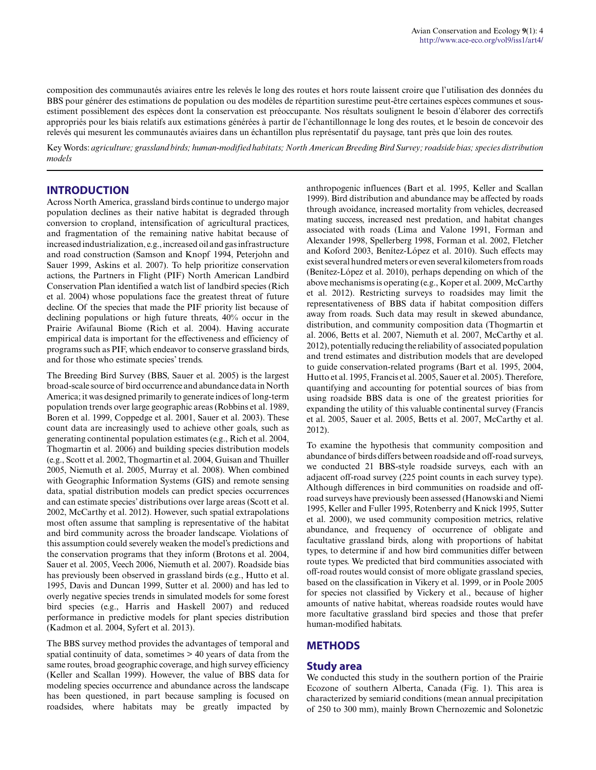composition des communautés aviaires entre les relevés le long des routes et hors route laissent croire que l'utilisation des données du BBS pour générer des estimations de population ou des modèles de répartition surestime peut-être certaines espèces communes et sous-estiment possiblement des espèces dont la conservation est préoccupante. Nos résultats soulignent le besoin d'élaborer des correctifs appropriés pour les biais relatifs aux estimations générées à partir de l'échantillonnage le long des routes, et le besoin de concevoir des relevés qui mesurent les communautés aviaires dans un échantillon plus représentatif du paysage, tant près que loin des routes.

Key Words: *agriculture; grassland birds; human-modified habitats; North American Breeding Bird Survey; roadside bias; species distribution models*

## INTRODUCTION

Across North America, grassland birds continue to undergo major population declines as their native habitat is degraded through conversion to cropland, intensification of agricultural practices, and fragmentation of the remaining native habitat because of increased industrialization, e.g., increased oil and gas infrastructure and road construction (Samson and Knopf 1994, Peterjohn and Sauer 1999, Askins et al. 2007). To help prioritize conservation actions, the Partners in Flight (PIF) North American Landbird Conservation Plan identified a watch list of landbird species (Rich et al. 2004) whose populations face the greatest threat of future decline. Of the species that made the PIF priority list because of declining populations or high future threats, 40% occur in the Prairie Avifaunal Biome (Rich et al. 2004). Having accurate empirical data is important for the effectiveness and efficiency of programs such as PIF, which endeavor to conserve grassland birds, and for those who estimate species' trends.

The Breeding Bird Survey (BBS, Sauer et al. 2005) is the largest broad-scale source of bird occurrence and abundance data in North America; it was designed primarily to generate indices of long-term population trends over large geographic areas (Robbins et al. 1989, Boren et al. 1999, Coppedge et al. 2001, Sauer et al. 2003). These count data are increasingly used to achieve other goals, such as generating continental population estimates (e.g., Rich et al. 2004, Thogmartin et al. 2006) and building species distribution models (e.g., Scott et al. 2002, Thogmartin et al. 2004, Guisan and Thuiller 2005, Niemuth et al. 2005, Murray et al. 2008). When combined with Geographic Information Systems (GIS) and remote sensing data, spatial distribution models can predict species occurrences and can estimate species' distributions over large areas (Scott et al. 2002, McCarthy et al. 2012). However, such spatial extrapolations most often assume that sampling is representative of the habitat and bird community across the broader landscape. Violations of this assumption could severely weaken the model's predictions and the conservation programs that they inform (Brotons et al. 2004, Sauer et al. 2005, Veech 2006, Niemuth et al. 2007). Roadside bias has previously been observed in grassland birds (e.g., Hutto et al. 1995, Davis and Duncan 1999, Sutter et al. 2000) and has led to overly negative species trends in simulated models for some forest bird species (e.g., Harris and Haskell 2007) and reduced performance in predictive models for plant species distribution (Kadmon et al. 2004, Syfert et al. 2013).

The BBS survey method provides the advantages of temporal and spatial continuity of data, sometimes > 40 years of data from the same routes, broad geographic coverage, and high survey efficiency (Keller and Scallan 1999). However, the value of BBS data for modeling species occurrence and abundance across the landscape has been questioned, in part because sampling is focused on roadsides, where habitats may be greatly impacted by anthropogenic influences (Bart et al. 1995, Keller and Scallan 1999). Bird distribution and abundance may be affected by roads through avoidance, increased mortality from vehicles, decreased mating success, increased nest predation, and habitat changes associated with roads (Lima and Valone 1991, Forman and Alexander 1998, Spellerberg 1998, Forman et al. 2002, Fletcher and Koford 2003, Benítez-López et al. 2010). Such effects may exist several hundred meters or even several kilometers from roads (Benítez-López et al. 2010), perhaps depending on which of the above mechanisms is operating (e.g., Koper et al. 2009, McCarthy et al. 2012). Restricting surveys to roadsides may limit the representativeness of BBS data if habitat composition differs away from roads. Such data may result in skewed abundance, distribution, and community composition data (Thogmartin et al. 2006, Betts et al. 2007, Niemuth et al. 2007, McCarthy et al. 2012), potentially reducing the reliability of associated population and trend estimates and distribution models that are developed to guide conservation-related programs (Bart et al. 1995, 2004, Hutto et al. 1995, Francis et al. 2005, Sauer et al. 2005). Therefore, quantifying and accounting for potential sources of bias from using roadside BBS data is one of the greatest priorities for expanding the utility of this valuable continental survey (Francis et al. 2005, Sauer et al. 2005, Betts et al. 2007, McCarthy et al. 2012).

To examine the hypothesis that community composition and abundance of birds differs between roadside and off-road surveys, we conducted 21 BBS-style roadside surveys, each with an adjacent off-road survey (225 point counts in each survey type). Although differences in bird communities on roadside and off-road surveys have previously been assessed (Hanowski and Niemi 1995, Keller and Fuller 1995, Rotenberry and Knick 1995, Sutter et al. 2000), we used community composition metrics, relative abundance, and frequency of occurrence of obligate and facultative grassland birds, along with proportions of habitat types, to determine if and how bird communities differ between route types. We predicted that bird communities associated with off-road routes would consist of more obligate grassland species, based on the classification in Vikery et al. 1999, or in Poole 2005 for species not classified by Vickery et al., because of higher amounts of native habitat, whereas roadside routes would have more facultative grassland bird species and those that prefer human-modified habitats.

## METHODS

### Study area

We conducted this study in the southern portion of the Prairie Ecozone of southern Alberta, Canada (Fig. 1). This area is characterized by semiarid conditions (mean annual precipitation of 250 to 300 mm), mainly Brown Chernozemic and Solonetzic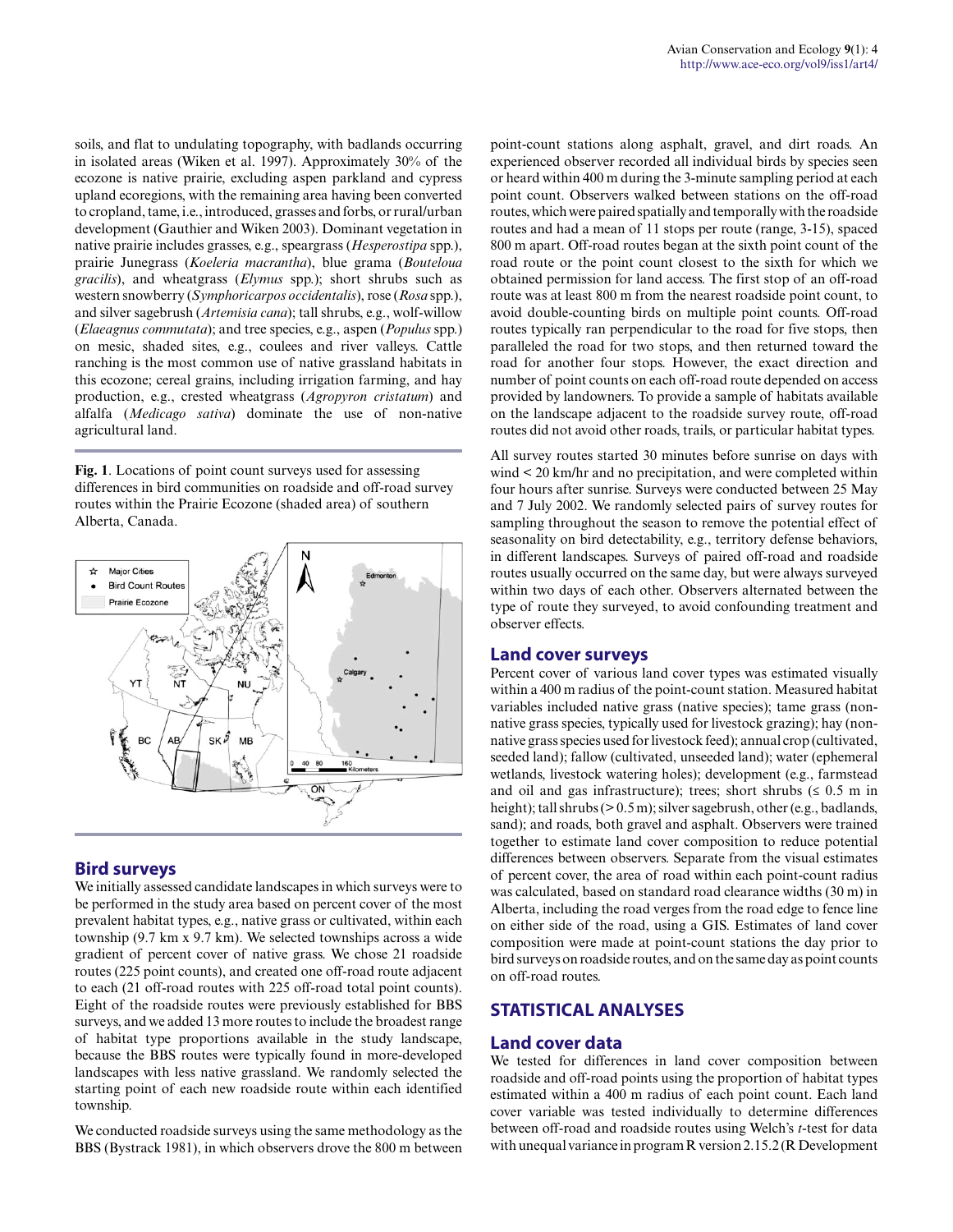soils, and flat to undulating topography, with badlands occurring in isolated areas (Wiken et al. 1997). Approximately 30% of the ecozone is native prairie, excluding aspen parkland and cypress upland ecoregions, with the remaining area having been converted to cropland, tame, i.e., introduced, grasses and forbs, or rural/urban development (Gauthier and Wiken 2003). Dominant vegetation in native prairie includes grasses, e.g., speargrass (*Hesperostipa* spp.), prairie Junegrass (*Koeleria macrantha*), blue grama (*Bouteloua gracilis*), and wheatgrass (*Elymus* spp.); short shrubs such as western snowberry (*Symphoricarpos occidentalis*), rose (*Rosa* spp.), and silver sagebrush (*Artemisia cana*); tall shrubs, e.g., wolf-willow (*Elaeagnus commutata*); and tree species, e.g., aspen (*Populus* spp.) on mesic, shaded sites, e.g., coulees and river valleys. Cattle ranching is the most common use of native grassland habitats in this ecozone; cereal grains, including irrigation farming, and hay production, e.g., crested wheatgrass (*Agropyron cristatum*) and alfalfa (*Medicago sativa*) dominate the use of non-native agricultural land.

**Fig. 1**. Locations of point count surveys used for assessing differences in bird communities on roadside and off-road survey routes within the Prairie Ecozone (shaded area) of southern Alberta, Canada.

## Bird surveys

We initially assessed candidate landscapes in which surveys were to be performed in the study area based on percent cover of the most prevalent habitat types, e.g., native grass or cultivated, within each township (9.7 km x 9.7 km). We selected townships across a wide gradient of percent cover of native grass. We chose 21 roadside routes (225 point counts), and created one off-road route adjacent to each (21 off-road routes with 225 off-road total point counts). Eight of the roadside routes were previously established for BBS surveys, and we added 13 more routes to include the broadest range of habitat type proportions available in the study landscape, because the BBS routes were typically found in more-developed landscapes with less native grassland. We randomly selected the starting point of each new roadside route within each identified township.

We conducted roadside surveys using the same methodology as the BBS (Bystrack 1981), in which observers drove the 800 m between point-count stations along asphalt, gravel, and dirt roads. An experienced observer recorded all individual birds by species seen or heard within 400 m during the 3-minute sampling period at each point count. Observers walked between stations on the off-road routes, which were paired spatially and temporally with the roadside routes and had a mean of 11 stops per route (range, 3-15), spaced 800 m apart. Off-road routes began at the sixth point count of the road route or the point count closest to the sixth for which we obtained permission for land access. The first stop of an off-road route was at least 800 m from the nearest roadside point count, to avoid double-counting birds on multiple point counts. Off-road routes typically ran perpendicular to the road for five stops, then paralleled the road for two stops, and then returned toward the road for another four stops. However, the exact direction and number of point counts on each off-road route depended on access provided by landowners. To provide a sample of habitats available on the landscape adjacent to the roadside survey route, off-road routes did not avoid other roads, trails, or particular habitat types.

All survey routes started 30 minutes before sunrise on days with wind < 20 km/hr and no precipitation, and were completed within four hours after sunrise. Surveys were conducted between 25 May and 7 July 2002. We randomly selected pairs of survey routes for sampling throughout the season to remove the potential effect of seasonality on bird detectability, e.g., territory defense behaviors, in different landscapes. Surveys of paired off-road and roadside routes usually occurred on the same day, but were always surveyed within two days of each other. Observers alternated between the type of route they surveyed, to avoid confounding treatment and observer effects.

## Land cover surveys

Percent cover of various land cover types was estimated visually within a 400 m radius of the point-count station. Measured habitat variables included native grass (native species); tame grass (non-native grass species, typically used for livestock grazing); hay (non-native grass species used for livestock feed); annual crop (cultivated, seeded land); fallow (cultivated, unseeded land); water (ephemeral wetlands, livestock watering holes); development (e.g., farmstead and oil and gas infrastructure); trees; short shrubs (≤ 0.5 m in height); tall shrubs (> 0.5 m); silver sagebrush, other (e.g., badlands, sand); and roads, both gravel and asphalt. Observers were trained together to estimate land cover composition to reduce potential differences between observers. Separate from the visual estimates of percent cover, the area of road within each point-count radius was calculated, based on standard road clearance widths (30 m) in Alberta, including the road verges from the road edge to fence line on either side of the road, using a GIS. Estimates of land cover composition were made at point-count stations the day prior to bird surveys on roadside routes, and on the same day as point counts on off-road routes.

# STATISTICAL ANALYSES

## Land cover data

We tested for differences in land cover composition between roadside and off-road points using the proportion of habitat types estimated within a 400 m radius of each point count. Each land cover variable was tested individually to determine differences between off-road and roadside routes using Welch's *t*-test for data with unequal variance in program R version 2.15.2 (R Development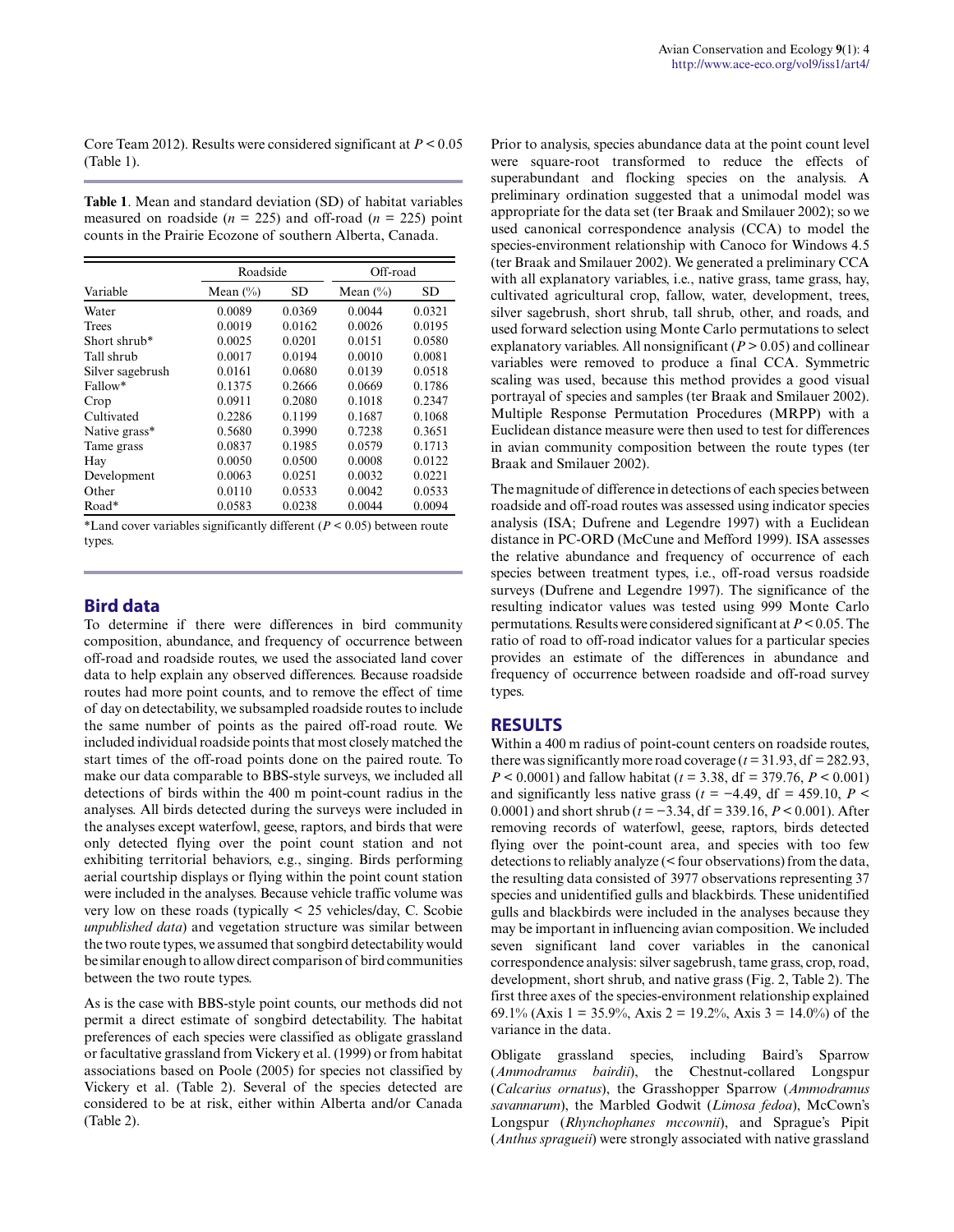Core Team 2012). Results were considered significant at $P < 0.05$ (Table 1).

**Table 1**. Mean and standard deviation (SD) of habitat variables measured on roadside ($n$ = 225) and off-road ($n$ = 225) point counts in the Prairie Ecozone of southern Alberta, Canada.

| Variable | Roadside | | Off-road | |
|---|---|---|---|---|
| | Mean (%) | SD | Mean (%) | SD |
| Water | 0.0089 | 0.0369 | 0.0044 | 0.0321 |
| Trees | 0.0019 | 0.0162 | 0.0026 | 0.0195 |
| Short shrub* | 0.0025 | 0.0201 | 0.0151 | 0.0580 |
| Tall shrub | 0.0017 | 0.0194 | 0.0010 | 0.0081 |
| Silver sagebrush | 0.0161 | 0.0680 | 0.0139 | 0.0518 |
| Fallow* | 0.1375 | 0.2666 | 0.0669 | 0.1786 |
| Crop | 0.0911 | 0.2080 | 0.1018 | 0.2347 |
| Cultivated | 0.2286 | 0.1199 | 0.1687 | 0.1068 |
| Native grass* | 0.5680 | 0.3990 | 0.7238 | 0.3651 |
| Tame grass | 0.0837 | 0.1985 | 0.0579 | 0.1713 |
| Hay | 0.0050 | 0.0500 | 0.0008 | 0.0122 |
| Development | 0.0063 | 0.0251 | 0.0032 | 0.0221 |
| Other | 0.0110 | 0.0533 | 0.0042 | 0.0533 |
| Road* | 0.0583 | 0.0238 | 0.0044 | 0.0094 |

*Land cover variables significantly different ($P < 0.05$) between route types.

## Bird data

To determine if there were differences in bird community composition, abundance, and frequency of occurrence between off-road and roadside routes, we used the associated land cover data to help explain any observed differences. Because roadside routes had more point counts, and to remove the effect of time of day on detectability, we subsampled roadside routes to include the same number of points as the paired off-road route. We included individual roadside points that most closely matched the start times of the off-road points done on the paired route. To make our data comparable to BBS-style surveys, we included all detections of birds within the 400 m point-count radius in the analyses. All birds detected during the surveys were included in the analyses except waterfowl, geese, raptors, and birds that were only detected flying over the point count station and not exhibiting territorial behaviors, e.g., singing. Birds performing aerial courtship displays or flying within the point count station were included in the analyses. Because vehicle traffic volume was very low on these roads (typically < 25 vehicles/day, C. Scobie *unpublished data*) and vegetation structure was similar between the two route types, we assumed that songbird detectability would be similar enough to allow direct comparison of bird communities between the two route types.

As is the case with BBS-style point counts, our methods did not permit a direct estimate of songbird detectability. The habitat preferences of each species were classified as obligate grassland or facultative grassland from Vickery et al. (1999) or from habitat associations based on Poole (2005) for species not classified by Vickery et al. (Table 2). Several of the species detected are considered to be at risk, either within Alberta and/or Canada (Table 2).

Prior to analysis, species abundance data at the point count level were square-root transformed to reduce the effects of superabundant and flocking species on the analysis. A preliminary ordination suggested that a unimodal model was appropriate for the data set (ter Braak and Smilauer 2002); so we used canonical correspondence analysis (CCA) to model the species-environment relationship with Canoco for Windows 4.5 (ter Braak and Smilauer 2002). We generated a preliminary CCA with all explanatory variables, i.e., native grass, tame grass, hay, cultivated agricultural crop, fallow, water, development, trees, silver sagebrush, short shrub, tall shrub, other, and roads, and used forward selection using Monte Carlo permutations to select explanatory variables. All nonsignificant ($P > 0.05$) and collinear variables were removed to produce a final CCA. Symmetric scaling was used, because this method provides a good visual portrayal of species and samples (ter Braak and Smilauer 2002). Multiple Response Permutation Procedures (MRPP) with a Euclidean distance measure were then used to test for differences in avian community composition between the route types (ter Braak and Smilauer 2002).

The magnitude of difference in detections of each species between roadside and off-road routes was assessed using indicator species analysis (ISA; Dufrene and Legendre 1997) with a Euclidean distance in PC-ORD (McCune and Mefford 1999). ISA assesses the relative abundance and frequency of occurrence of each species between treatment types, i.e., off-road versus roadside surveys (Dufrene and Legendre 1997). The significance of the resulting indicator values was tested using 999 Monte Carlo permutations. Results were considered significant at $P < 0.05$. The ratio of road to off-road indicator values for a particular species provides an estimate of the differences in abundance and frequency of occurrence between roadside and off-road survey types.

## RESULTS

Within a 400 m radius of point-count centers on roadside routes, there was significantly more road coverage ($t = 31.93$, df = 282.93, $P < 0.0001$) and fallow habitat ($t = 3.38$, df = 379.76, $P < 0.001$) and significantly less native grass ($t = -4.49$, df = 459.10, $P < 0.0001$) and short shrub ($t = -3.34$, df = 339.16, $P < 0.001$). After removing records of waterfowl, geese, raptors, birds detected flying over the point-count area, and species with too few detections to reliably analyze (< four observations) from the data, the resulting data consisted of 3977 observations representing 37 species and unidentified gulls and blackbirds. These unidentified gulls and blackbirds were included in the analyses because they may be important in influencing avian composition. We included seven significant land cover variables in the canonical correspondence analysis: silver sagebrush, tame grass, crop, road, development, short shrub, and native grass (Fig. 2, Table 2). The first three axes of the species-environment relationship explained 69.1% (Axis 1 = 35.9%, Axis 2 = 19.2%, Axis 3 = 14.0%) of the variance in the data.

Obligate grassland species, including Baird's Sparrow (*Ammodramus bairdii*), the Chestnut-collared Longspur (*Calcarius ornatus*), the Grasshopper Sparrow (*Ammodramus savannarum*), the Marbled Godwit (*Limosa fedoa*), McCown's Longspur (*Rhynchophanes mccownii*), and Sprague's Pipit (*Anthus spragueii*) were strongly associated with native grassland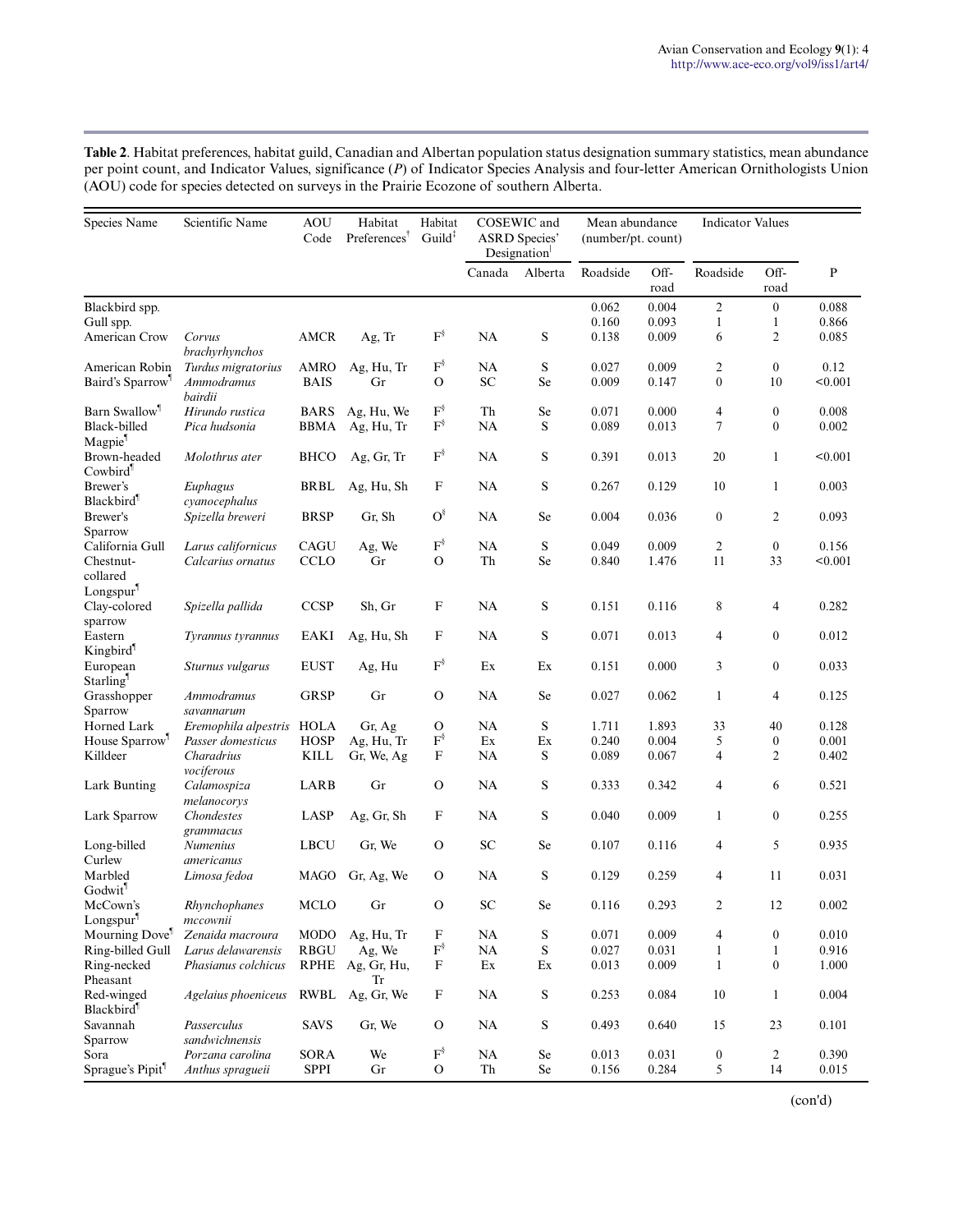**Table 2**. Habitat preferences, habitat guild, Canadian and Albertan population status designation summary statistics, mean abundance per point count, and Indicator Values, significance (*P*) of Indicator Species Analysis and four-letter American Ornithologists Union (AOU) code for species detected on surveys in the Prairie Ecozone of southern Alberta.

| Species Name | Scientific Name | AOU Code | Habitat Preferences[†] | Habitat Guild[‡] | COSEWIC and ASRD Species' Designation[|] | | Mean abundance (number/pt. count) | | Indicator Values | | |
|---|---|---|---|---|---|---|---|---|---|---|---|
| | | | | | Canada | Alberta | Roadside | Off-road | Roadside | Off-road | P |
| Blackbird spp. | | | | | | | 0.062 | 0.004 | 2 | 0 | 0.088 |
| Gull spp. | | | | | | | 0.160 | 0.093 | 1 | 1 | 0.866 |
| American Crow | *Corvus brachyrhynchos* | AMCR | Ag, Tr | F[§] | NA | S | 0.138 | 0.009 | 6 | 2 | 0.085 |
| American Robin | *Turdus migratorius* | AMRO | Ag, Hu, Tr | F[§] | NA | S | 0.027 | 0.009 | 2 | 0 | 0.12 |
| Baird's Sparrow[¶] | *Ammodramus bairdii* | BAIS | Gr | O | SC | Se | 0.009 | 0.147 | 0 | 10 | <0.001 |
| Barn Swallow[¶] | *Hirundo rustica* | BARS | Ag, Hu, We | F[§] | Th | Se | 0.071 | 0.000 | 4 | 0 | 0.008 |
| Black-billed Magpie[¶] | *Pica hudsonia* | BBMA | Ag, Hu, Tr | F[§] | NA | S | 0.089 | 0.013 | 7 | 0 | 0.002 |
| Brown-headed Cowbird[¶] | *Molothrus ater* | BHCO | Ag, Gr, Tr | F[§] | NA | S | 0.391 | 0.013 | 20 | 1 | <0.001 |
| Brewer's Blackbird[¶] | *Euphagus cyanocephalus* | BRBL | Ag, Hu, Sh | F | NA | S | 0.267 | 0.129 | 10 | 1 | 0.003 |
| Brewer's Sparrow | *Spizella breweri* | BRSP | Gr, Sh | O[§] | NA | Se | 0.004 | 0.036 | 0 | 2 | 0.093 |
| California Gull | *Larus californicus* | CAGU | Ag, We | F[§] | NA | S | 0.049 | 0.009 | 2 | 0 | 0.156 |
| Chestnut-collared Longspur[¶] | *Calcarius ornatus* | CCLO | Gr | O | Th | Se | 0.840 | 1.476 | 11 | 33 | <0.001 |
| Clay-colored sparrow | *Spizella pallida* | CCSP | Sh, Gr | F | NA | S | 0.151 | 0.116 | 8 | 4 | 0.282 |
| Eastern Kingbird[¶] | *Tyrannus tyrannus* | EAKI | Ag, Hu, Sh | F | NA | S | 0.071 | 0.013 | 4 | 0 | 0.012 |
| European Starling[¶] | *Sturnus vulgarus* | EUST | Ag, Hu | F[§] | Ex | Ex | 0.151 | 0.000 | 3 | 0 | 0.033 |
| Grasshopper Sparrow | *Ammodramus savannarum* | GRSP | Gr | O | NA | Se | 0.027 | 0.062 | 1 | 4 | 0.125 |
| Horned Lark | *Eremophila alpestris* | HOLA | Gr, Ag | O | NA | S | 1.711 | 1.893 | 33 | 40 | 0.128 |
| House Sparrow[¶] | *Passer domesticus* | HOSP | Ag, Hu, Tr | F[§] | Ex | Ex | 0.240 | 0.004 | 5 | 0 | 0.001 |
| Killdeer | *Charadrius vociferous* | KILL | Gr, We, Ag | F | NA | S | 0.089 | 0.067 | 4 | 2 | 0.402 |
| Lark Bunting | *Calamospiza melanocorys* | LARB | Gr | O | NA | S | 0.333 | 0.342 | 4 | 6 | 0.521 |
| Lark Sparrow | *Chondestes grammacus* | LASP | Ag, Gr, Sh | F | NA | S | 0.040 | 0.009 | 1 | 0 | 0.255 |
| Long-billed Curlew | *Numenius americanus* | LBCU | Gr, We | O | SC | Se | 0.107 | 0.116 | 4 | 5 | 0.935 |
| Marbled Godwit[¶] | *Limosa fedoa* | MAGO | Gr, Ag, We | O | NA | S | 0.129 | 0.259 | 4 | 11 | 0.031 |
| McCown's Longspur[¶] | *Rhynchophanes mccownii* | MCLO | Gr | O | SC | Se | 0.116 | 0.293 | 2 | 12 | 0.002 |
| Mourning Dove[¶] | *Zenaida macroura* | MODO | Ag, Hu, Tr | F | NA | S | 0.071 | 0.009 | 4 | 0 | 0.010 |
| Ring-billed Gull | *Larus delawarensis* | RBGU | Ag, We | F[§] | NA | S | 0.027 | 0.031 | 1 | 1 | 0.916 |
| Ring-necked Pheasant | *Phasianus colchicus* | RPHE | Ag, Gr, Hu, Tr | F | Ex | Ex | 0.013 | 0.009 | 1 | 0 | 1.000 |
| Red-winged Blackbird[¶] | *Agelaius phoeniceus* | RWBL | Ag, Gr, We | F | NA | S | 0.253 | 0.084 | 10 | 1 | 0.004 |
| Savannah Sparrow | *Passerculus sandwichnensis* | SAVS | Gr, We | O | NA | S | 0.493 | 0.640 | 15 | 23 | 0.101 |
| Sora | *Porzana carolina* | SORA | We | F[§] | NA | Se | 0.013 | 0.031 | 0 | 2 | 0.390 |
| Sprague's Pipit[¶] | *Anthus spragueii* | SPPI | Gr | O | Th | Se | 0.156 | 0.284 | 5 | 14 | 0.015 |

(con'd)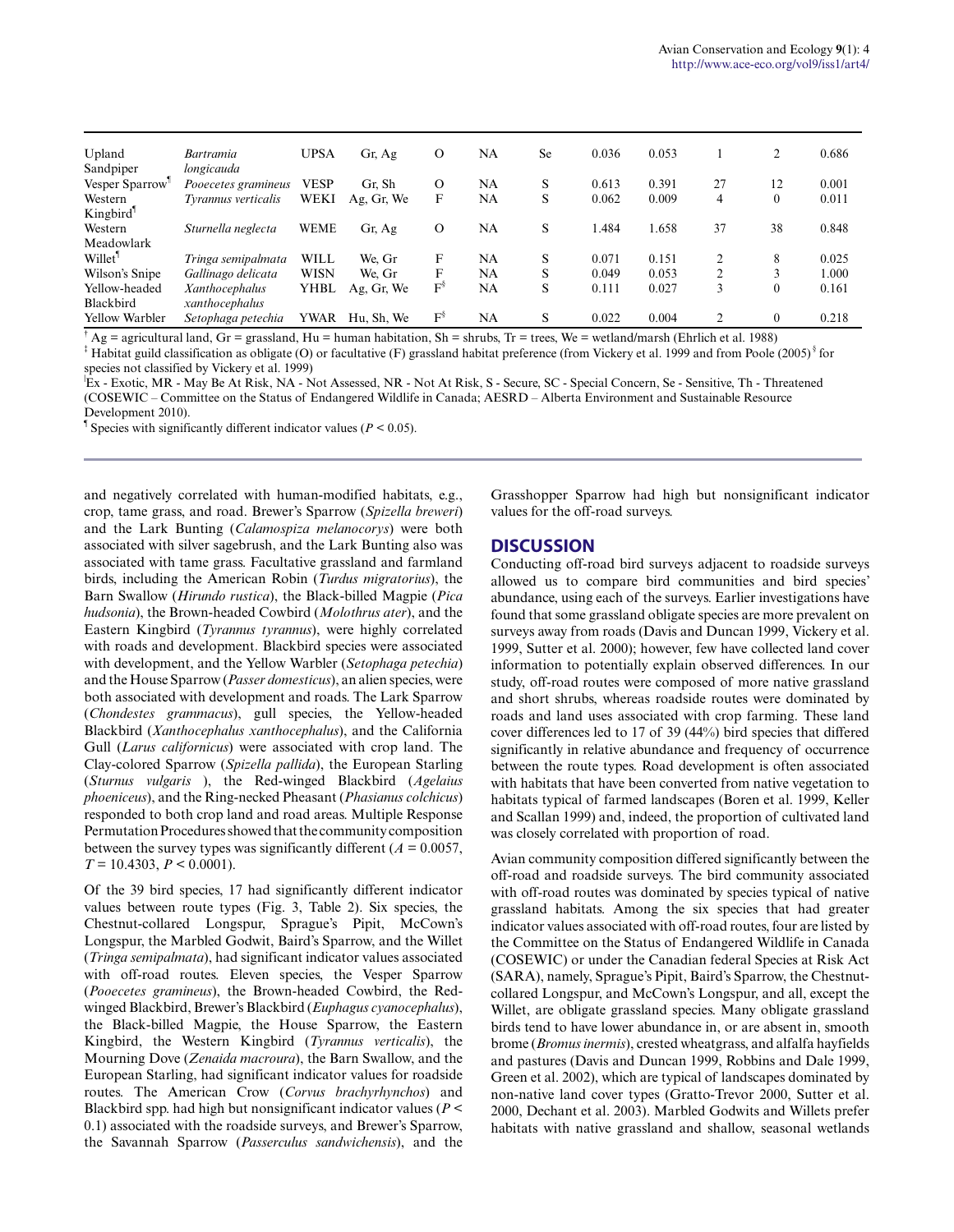| | | | | | | | | | | | |
|---|---|---|---|---|---|---|---|---|---|---|---|
| Upland Sandpiper | *Bartramia longicauda* | UPSA | Gr, Ag | O | NA | Se | 0.036 | 0.053 | 1 | 2 | 0.686 |
| Vesper Sparrow[¶] | *Pooecetes gramineus* | VESP | Gr, Sh | O | NA | S | 0.613 | 0.391 | 27 | 12 | 0.001 |
| Western Kingbird[¶] | *Tyrannus verticalis* | WEKI | Ag, Gr, We | F | NA | S | 0.062 | 0.009 | 4 | 0 | 0.011 |
| Western Meadowlark | *Sturnella neglecta* | WEME | Gr, Ag | O | NA | S | 1.484 | 1.658 | 37 | 38 | 0.848 |
| Willet[¶] | *Tringa semipalmata* | WILL | We, Gr | F | NA | S | 0.071 | 0.151 | 2 | 8 | 0.025 |
| Wilson's Snipe | *Gallinago delicata* | WISN | We, Gr | F | NA | S | 0.049 | 0.053 | 2 | 3 | 1.000 |
| Yellow-headed Blackbird | *Xanthocephalus xanthocephalus* | YHBL | Ag, Gr, We | F[§] | NA | S | 0.111 | 0.027 | 3 | 0 | 0.161 |
| Yellow Warbler | *Setophaga petechia* | YWAR | Hu, Sh, We | F[§] | NA | S | 0.022 | 0.004 | 2 | 0 | 0.218 |

[†] Ag = agricultural land, Gr = grassland, Hu = human habitation, Sh = shrubs, Tr = trees, We = wetland/marsh (Ehrlich et al. 1988)
[‡] Habitat guild classification as obligate (O) or facultative (F) grassland habitat preference (from Vickery et al. 1999 and from Poole (2005)[§] for species not classified by Vickery et al. 1999)
[|]Ex - Exotic, MR - May Be At Risk, NA - Not Assessed, NR - Not At Risk, S - Secure, SC - Special Concern, Se - Sensitive, Th - Threatened (COSEWIC – Committee on the Status of Endangered Wildlife in Canada; AESRD – Alberta Environment and Sustainable Resource Development 2010).
[¶] Species with significantly different indicator values ($P < 0.05$).

and negatively correlated with human-modified habitats, e.g., crop, tame grass, and road. Brewer's Sparrow (*Spizella breweri*) and the Lark Bunting (*Calamospiza melanocorys*) were both associated with silver sagebrush, and the Lark Bunting also was associated with tame grass. Facultative grassland and farmland birds, including the American Robin (*Turdus migratorius*), the Barn Swallow (*Hirundo rustica*), the Black-billed Magpie (*Pica hudsonia*), the Brown-headed Cowbird (*Molothrus ater*), and the Eastern Kingbird (*Tyrannus tyrannus*), were highly correlated with roads and development. Blackbird species were associated with development, and the Yellow Warbler (*Setophaga petechia*) and the House Sparrow (*Passer domesticus*), an alien species, were both associated with development and roads. The Lark Sparrow (*Chondestes grammacus*), gull species, the Yellow-headed Blackbird (*Xanthocephalus xanthocephalus*), and the California Gull (*Larus californicus*) were associated with crop land. The Clay-colored Sparrow (*Spizella pallida*), the European Starling (*Sturnus vulgaris* ), the Red-winged Blackbird (*Agelaius phoeniceus*), and the Ring-necked Pheasant (*Phasianus colchicus*) responded to both crop land and road areas. Multiple Response Permutation Procedures showed that the community composition between the survey types was significantly different ($A = 0.0057$, $T = 10.4303$, $P < 0.0001$).

Of the 39 bird species, 17 had significantly different indicator values between route types (Fig. 3, Table 2). Six species, the Chestnut-collared Longspur, Sprague's Pipit, McCown's Longspur, the Marbled Godwit, Baird's Sparrow, and the Willet (*Tringa semipalmata*), had significant indicator values associated with off-road routes. Eleven species, the Vesper Sparrow (*Pooecetes gramineus*), the Brown-headed Cowbird, the Red-winged Blackbird, Brewer's Blackbird (*Euphagus cyanocephalus*), the Black-billed Magpie, the House Sparrow, the Eastern Kingbird, the Western Kingbird (*Tyrannus verticalis*), the Mourning Dove (*Zenaida macroura*), the Barn Swallow, and the European Starling, had significant indicator values for roadside routes. The American Crow (*Corvus brachyrhynchos*) and Blackbird spp. had high but nonsignificant indicator values ($P < 0.1$) associated with the roadside surveys, and Brewer's Sparrow, the Savannah Sparrow (*Passerculus sandwichensis*), and the Grasshopper Sparrow had high but nonsignificant indicator values for the off-road surveys.

## DISCUSSION

Conducting off-road bird surveys adjacent to roadside surveys allowed us to compare bird communities and bird species' abundance, using each of the surveys. Earlier investigations have found that some grassland obligate species are more prevalent on surveys away from roads (Davis and Duncan 1999, Vickery et al. 1999, Sutter et al. 2000); however, few have collected land cover information to potentially explain observed differences. In our study, off-road routes were composed of more native grassland and short shrubs, whereas roadside routes were dominated by roads and land uses associated with crop farming. These land cover differences led to 17 of 39 (44%) bird species that differed significantly in relative abundance and frequency of occurrence between the route types. Road development is often associated with habitats that have been converted from native vegetation to habitats typical of farmed landscapes (Boren et al. 1999, Keller and Scallan 1999) and, indeed, the proportion of cultivated land was closely correlated with proportion of road.

Avian community composition differed significantly between the off-road and roadside surveys. The bird community associated with off-road routes was dominated by species typical of native grassland habitats. Among the six species that had greater indicator values associated with off-road routes, four are listed by the Committee on the Status of Endangered Wildlife in Canada (COSEWIC) or under the Canadian federal Species at Risk Act (SARA), namely, Sprague's Pipit, Baird's Sparrow, the Chestnut-collared Longspur, and McCown's Longspur, and all, except the Willet, are obligate grassland species. Many obligate grassland birds tend to have lower abundance in, or are absent in, smooth brome (*Bromus inermis*), crested wheatgrass, and alfalfa hayfields and pastures (Davis and Duncan 1999, Robbins and Dale 1999, Green et al. 2002), which are typical of landscapes dominated by non-native land cover types (Gratto-Trevor 2000, Sutter et al. 2000, Dechant et al. 2003). Marbled Godwits and Willets prefer habitats with native grassland and shallow, seasonal wetlands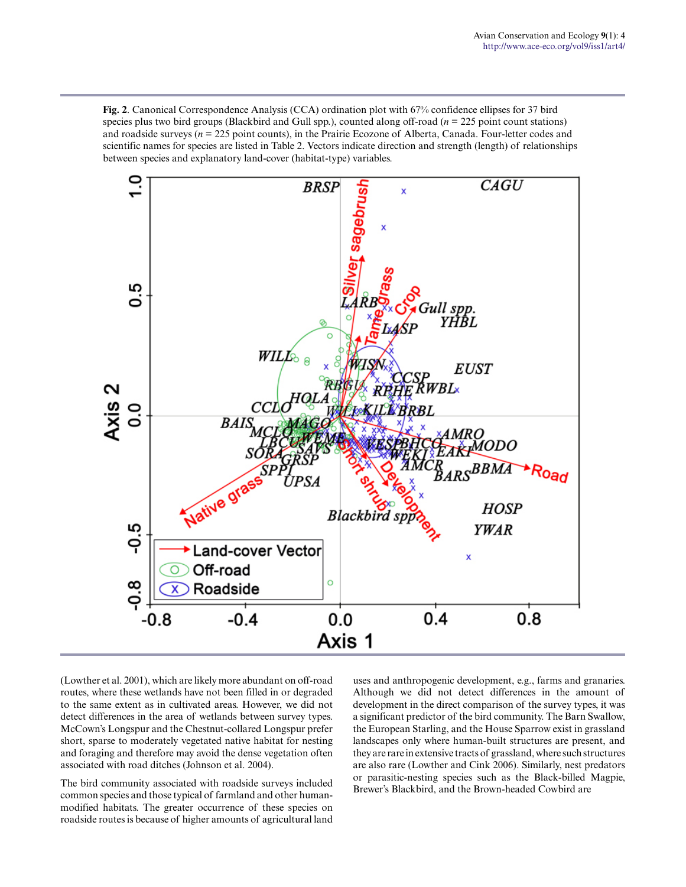**Fig. 2**. Canonical Correspondence Analysis (CCA) ordination plot with 67% confidence ellipses for 37 bird species plus two bird groups (Blackbird and Gull spp.), counted along off-road ($n$ = 225 point count stations) and roadside surveys ($n$ = 225 point counts), in the Prairie Ecozone of Alberta, Canada. Four-letter codes and scientific names for species are listed in Table 2. Vectors indicate direction and strength (length) of relationships between species and explanatory land-cover (habitat-type) variables.

(Lowther et al. 2001), which are likely more abundant on off-road routes, where these wetlands have not been filled in or degraded to the same extent as in cultivated areas. However, we did not detect differences in the area of wetlands between survey types. McCown's Longspur and the Chestnut-collared Longspur prefer short, sparse to moderately vegetated native habitat for nesting and foraging and therefore may avoid the dense vegetation often associated with road ditches (Johnson et al. 2004).

The bird community associated with roadside surveys included common species and those typical of farmland and other human-modified habitats. The greater occurrence of these species on roadside routes is because of higher amounts of agricultural land uses and anthropogenic development, e.g., farms and granaries. Although we did not detect differences in the amount of development in the direct comparison of the survey types, it was a significant predictor of the bird community. The Barn Swallow, the European Starling, and the House Sparrow exist in grassland landscapes only where human-built structures are present, and they are rare in extensive tracts of grassland, where such structures are also rare (Lowther and Cink 2006). Similarly, nest predators or parasitic-nesting species such as the Black-billed Magpie, Brewer's Blackbird, and the Brown-headed Cowbird are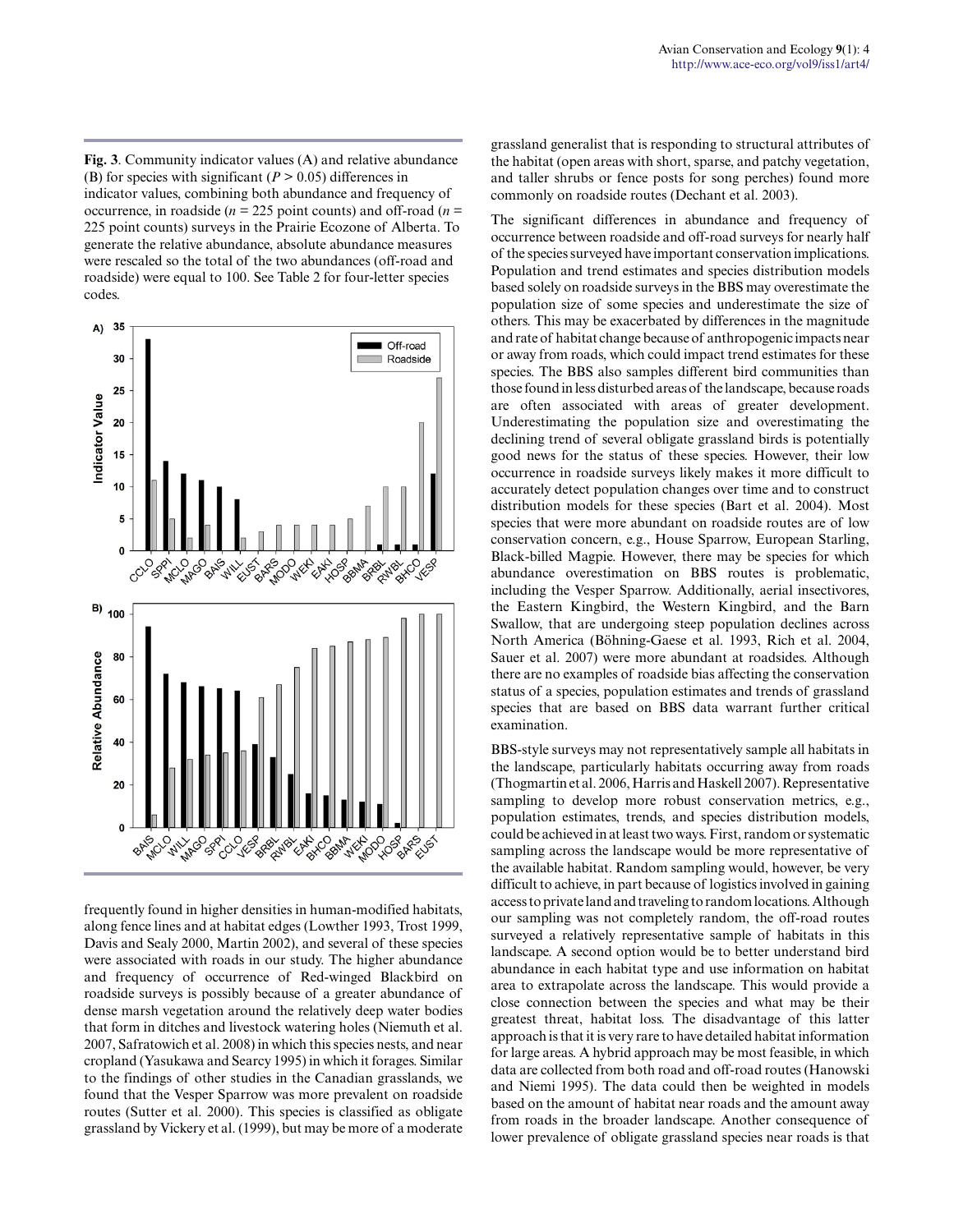**Fig. 3**. Community indicator values (A) and relative abundance (B) for species with significant ($P > 0.05$) differences in indicator values, combining both abundance and frequency of occurrence, in roadside ($n$ = 225 point counts) and off-road ($n$ = 225 point counts) surveys in the Prairie Ecozone of Alberta. To generate the relative abundance, absolute abundance measures were rescaled so the total of the two abundances (off-road and roadside) were equal to 100. See Table 2 for four-letter species codes.

A)

Indicator Value

35
30
25
20
15
10
5
0

Off-road
Roadside

CCLO SPPI MCLO MAGO BAIS WILL EUST BARS MODO WEKI EAKI HOSP BBMA BRBL RWBL BHCO VESP

B)

Relative Abundance

100
80
60
40
20
0

BAIS MCLO WILL MAGO SPPI CCLO VESP BRBL RWBL EAKI BHCO BBMA WEKI MODO HOSP BARS EUST

frequently found in higher densities in human-modified habitats, along fence lines and at habitat edges (Lowther 1993, Trost 1999, Davis and Sealy 2000, Martin 2002), and several of these species were associated with roads in our study. The higher abundance and frequency of occurrence of Red-winged Blackbird on roadside surveys is possibly because of a greater abundance of dense marsh vegetation around the relatively deep water bodies that form in ditches and livestock watering holes (Niemuth et al. 2007, Safratowich et al. 2008) in which this species nests, and near cropland (Yasukawa and Searcy 1995) in which it forages. Similar to the findings of other studies in the Canadian grasslands, we found that the Vesper Sparrow was more prevalent on roadside routes (Sutter et al. 2000). This species is classified as obligate grassland by Vickery et al. (1999), but may be more of a moderate grassland generalist that is responding to structural attributes of the habitat (open areas with short, sparse, and patchy vegetation, and taller shrubs or fence posts for song perches) found more commonly on roadside routes (Dechant et al. 2003).

The significant differences in abundance and frequency of occurrence between roadside and off-road surveys for nearly half of the species surveyed have important conservation implications. Population and trend estimates and species distribution models based solely on roadside surveys in the BBS may overestimate the population size of some species and underestimate the size of others. This may be exacerbated by differences in the magnitude and rate of habitat change because of anthropogenic impacts near or away from roads, which could impact trend estimates for these species. The BBS also samples different bird communities than those found in less disturbed areas of the landscape, because roads are often associated with areas of greater development. Underestimating the population size and overestimating the declining trend of several obligate grassland birds is potentially good news for the status of these species. However, their low occurrence in roadside surveys likely makes it more difficult to accurately detect population changes over time and to construct distribution models for these species (Bart et al. 2004). Most species that were more abundant on roadside routes are of low conservation concern, e.g., House Sparrow, European Starling, Black-billed Magpie. However, there may be species for which abundance overestimation on BBS routes is problematic, including the Vesper Sparrow. Additionally, aerial insectivores, the Eastern Kingbird, the Western Kingbird, and the Barn Swallow, that are undergoing steep population declines across North America (Böhning-Gaese et al. 1993, Rich et al. 2004, Sauer et al. 2007) were more abundant at roadsides. Although there are no examples of roadside bias affecting the conservation status of a species, population estimates and trends of grassland species that are based on BBS data warrant further critical examination.

BBS-style surveys may not representatively sample all habitats in the landscape, particularly habitats occurring away from roads (Thogmartin et al. 2006, Harris and Haskell 2007). Representative sampling to develop more robust conservation metrics, e.g., population estimates, trends, and species distribution models, could be achieved in at least two ways. First, random or systematic sampling across the landscape would be more representative of the available habitat. Random sampling would, however, be very difficult to achieve, in part because of logistics involved in gaining access to private land and traveling to random locations. Although our sampling was not completely random, the off-road routes surveyed a relatively representative sample of habitats in this landscape. A second option would be to better understand bird abundance in each habitat type and use information on habitat area to extrapolate across the landscape. This would provide a close connection between the species and what may be their greatest threat, habitat loss. The disadvantage of this latter approach is that it is very rare to have detailed habitat information for large areas. A hybrid approach may be most feasible, in which data are collected from both road and off-road routes (Hanowski and Niemi 1995). The data could then be weighted in models based on the amount of habitat near roads and the amount away from roads in the broader landscape. Another consequence of lower prevalence of obligate grassland species near roads is that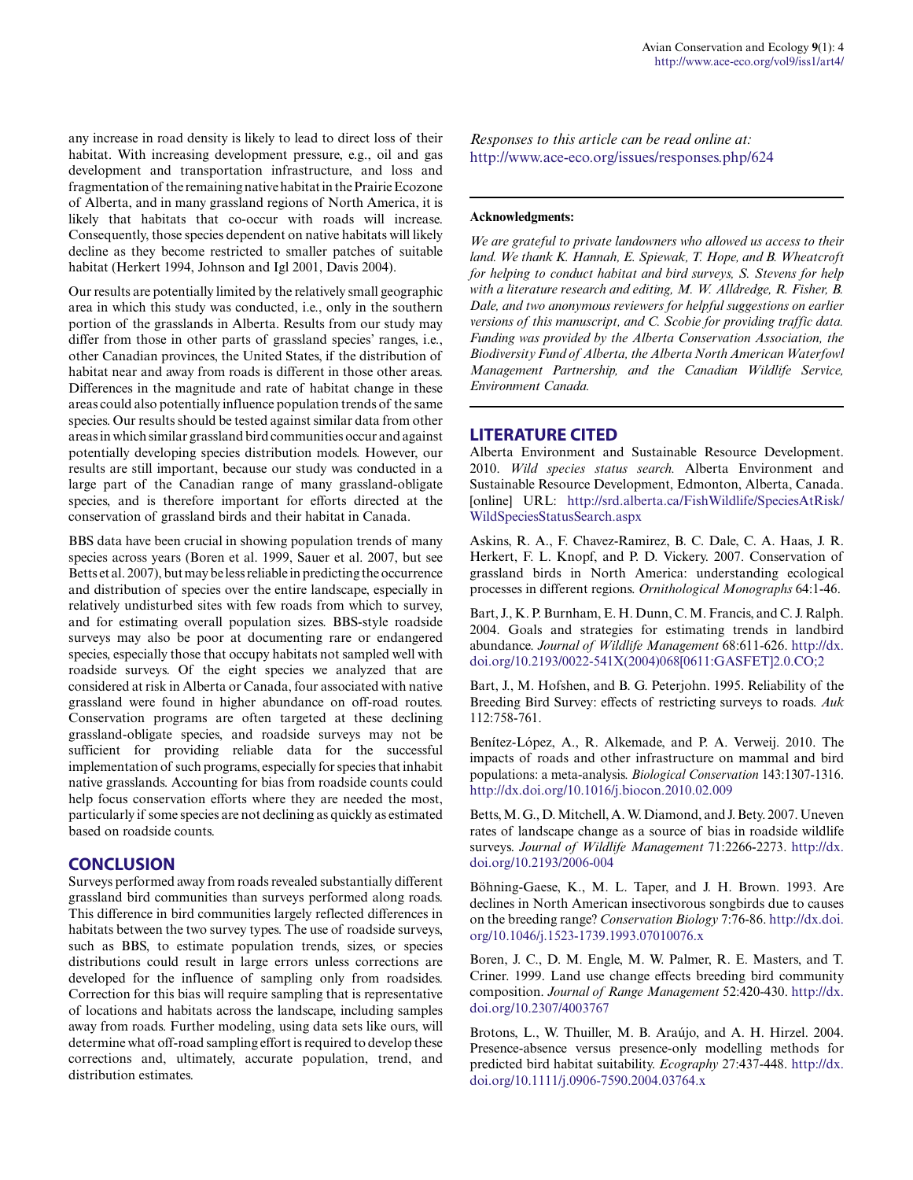any increase in road density is likely to lead to direct loss of their habitat. With increasing development pressure, e.g., oil and gas development and transportation infrastructure, and loss and fragmentation of the remaining native habitat in the Prairie Ecozone of Alberta, and in many grassland regions of North America, it is likely that habitats that co-occur with roads will increase. Consequently, those species dependent on native habitats will likely decline as they become restricted to smaller patches of suitable habitat (Herkert 1994, Johnson and Igl 2001, Davis 2004).

Our results are potentially limited by the relatively small geographic area in which this study was conducted, i.e., only in the southern portion of the grasslands in Alberta. Results from our study may differ from those in other parts of grassland species' ranges, i.e., other Canadian provinces, the United States, if the distribution of habitat near and away from roads is different in those other areas. Differences in the magnitude and rate of habitat change in these areas could also potentially influence population trends of the same species. Our results should be tested against similar data from other areas in which similar grassland bird communities occur and against potentially developing species distribution models. However, our results are still important, because our study was conducted in a large part of the Canadian range of many grassland-obligate species, and is therefore important for efforts directed at the conservation of grassland birds and their habitat in Canada.

BBS data have been crucial in showing population trends of many species across years (Boren et al. 1999, Sauer et al. 2007, but see Betts et al. 2007), but may be less reliable in predicting the occurrence and distribution of species over the entire landscape, especially in relatively undisturbed sites with few roads from which to survey, and for estimating overall population sizes. BBS-style roadside surveys may also be poor at documenting rare or endangered species, especially those that occupy habitats not sampled well with roadside surveys. Of the eight species we analyzed that are considered at risk in Alberta or Canada, four associated with native grassland were found in higher abundance on off-road routes. Conservation programs are often targeted at these declining grassland-obligate species, and roadside surveys may not be sufficient for providing reliable data for the successful implementation of such programs, especially for species that inhabit native grasslands. Accounting for bias from roadside counts could help focus conservation efforts where they are needed the most, particularly if some species are not declining as quickly as estimated based on roadside counts.

## CONCLUSION

Surveys performed away from roads revealed substantially different grassland bird communities than surveys performed along roads. This difference in bird communities largely reflected differences in habitats between the two survey types. The use of roadside surveys, such as BBS, to estimate population trends, sizes, or species distributions could result in large errors unless corrections are developed for the influence of sampling only from roadsides. Correction for this bias will require sampling that is representative of locations and habitats across the landscape, including samples away from roads. Further modeling, using data sets like ours, will determine what off-road sampling effort is required to develop these corrections and, ultimately, accurate population, trend, and distribution estimates.

*Responses to this article can be read online at:*
http://www.ace-eco.org/issues/responses.php/624

**Acknowledgments:**

*We are grateful to private landowners who allowed us access to their land. We thank K. Hannah, E. Spiewak, T. Hope, and B. Wheatcroft for helping to conduct habitat and bird surveys, S. Stevens for help with a literature research and editing, M. W. Alldredge, R. Fisher, B. Dale, and two anonymous reviewers for helpful suggestions on earlier versions of this manuscript, and C. Scobie for providing traffic data. Funding was provided by the Alberta Conservation Association, the Biodiversity Fund of Alberta, the Alberta North American Waterfowl Management Partnership, and the Canadian Wildlife Service, Environment Canada.*

## LITERATURE CITED

Alberta Environment and Sustainable Resource Development. 2010. *Wild species status search.* Alberta Environment and Sustainable Resource Development, Edmonton, Alberta, Canada. [online] URL: http://srd.alberta.ca/FishWildlife/SpeciesAtRisk/WildSpeciesStatusSearch.aspx

Askins, R. A., F. Chavez-Ramirez, B. C. Dale, C. A. Haas, J. R. Herkert, F. L. Knopf, and P. D. Vickery. 2007. Conservation of grassland birds in North America: understanding ecological processes in different regions. *Ornithological Monographs* 64:1-46.

Bart, J., K. P. Burnham, E. H. Dunn, C. M. Francis, and C. J. Ralph. 2004. Goals and strategies for estimating trends in landbird abundance. *Journal of Wildlife Management* 68:611-626. http://dx.doi.org/10.2193/0022-541X(2004)068[0611:GASFET]2.0.CO;2

Bart, J., M. Hofshen, and B. G. Peterjohn. 1995. Reliability of the Breeding Bird Survey: effects of restricting surveys to roads. *Auk* 112:758-761.

Benítez-López, A., R. Alkemade, and P. A. Verweij. 2010. The impacts of roads and other infrastructure on mammal and bird populations: a meta-analysis. *Biological Conservation* 143:1307-1316. http://dx.doi.org/10.1016/j.biocon.2010.02.009

Betts, M. G., D. Mitchell, A. W. Diamond, and J. Bety. 2007. Uneven rates of landscape change as a source of bias in roadside wildlife surveys. *Journal of Wildlife Management* 71:2266-2273. http://dx.doi.org/10.2193/2006-004

Böhning-Gaese, K., M. L. Taper, and J. H. Brown. 1993. Are declines in North American insectivorous songbirds due to causes on the breeding range? *Conservation Biology* 7:76-86. http://dx.doi.org/10.1046/j.1523-1739.1993.07010076.x

Boren, J. C., D. M. Engle, M. W. Palmer, R. E. Masters, and T. Criner. 1999. Land use change effects breeding bird community composition. *Journal of Range Management* 52:420-430. http://dx.doi.org/10.2307/4003767

Brotons, L., W. Thuiller, M. B. Araújo, and A. H. Hirzel. 2004. Presence-absence versus presence-only modelling methods for predicted bird habitat suitability. *Ecography* 27:437-448. http://dx.doi.org/10.1111/j.0906-7590.2004.03764.x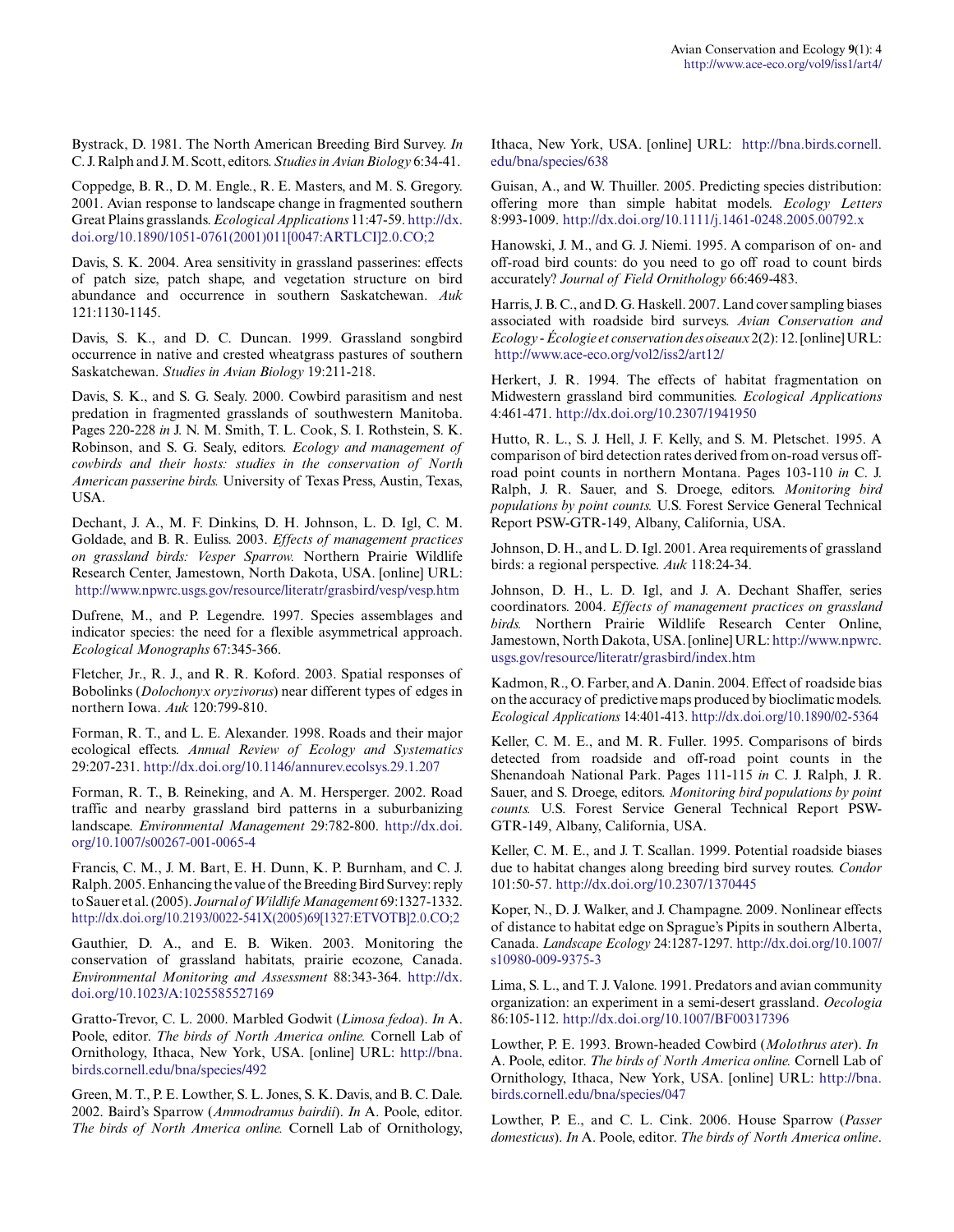Bystrack, D. 1981. The North American Breeding Bird Survey. *In* C. J. Ralph and J. M. Scott, editors. *Studies in Avian Biology* 6:34-41.

Coppedge, B. R., D. M. Engle., R. E. Masters, and M. S. Gregory. 2001. Avian response to landscape change in fragmented southern Great Plains grasslands. *Ecological Applications* 11:47-59. http://dx.doi.org/10.1890/1051-0761(2001)011[0047:ARTLCI]2.0.CO;2

Davis, S. K. 2004. Area sensitivity in grassland passerines: effects of patch size, patch shape, and vegetation structure on bird abundance and occurrence in southern Saskatchewan. *Auk* 121:1130-1145.

Davis, S. K., and D. C. Duncan. 1999. Grassland songbird occurrence in native and crested wheatgrass pastures of southern Saskatchewan. *Studies in Avian Biology* 19:211-218.

Davis, S. K., and S. G. Sealy. 2000. Cowbird parasitism and nest predation in fragmented grasslands of southwestern Manitoba. Pages 220-228 *in* J. N. M. Smith, T. L. Cook, S. I. Rothstein, S. K. Robinson, and S. G. Sealy, editors. *Ecology and management of cowbirds and their hosts: studies in the conservation of North American passerine birds.* University of Texas Press, Austin, Texas, USA.

Dechant, J. A., M. F. Dinkins, D. H. Johnson, L. D. Igl, C. M. Goldade, and B. R. Euliss. 2003. *Effects of management practices on grassland birds: Vesper Sparrow.* Northern Prairie Wildlife Research Center, Jamestown, North Dakota, USA. [online] URL: http://www.npwrc.usgs.gov/resource/literatr/grasbird/vesp/vesp.htm

Dufrene, M., and P. Legendre. 1997. Species assemblages and indicator species: the need for a flexible asymmetrical approach. *Ecological Monographs* 67:345-366.

Fletcher, Jr., R. J., and R. R. Koford. 2003. Spatial responses of Bobolinks (*Dolochonyx oryzivorus*) near different types of edges in northern Iowa. *Auk* 120:799-810.

Forman, R. T., and L. E. Alexander. 1998. Roads and their major ecological effects. *Annual Review of Ecology and Systematics* 29:207-231. http://dx.doi.org/10.1146/annurev.ecolsys.29.1.207

Forman, R. T., B. Reineking, and A. M. Hersperger. 2002. Road traffic and nearby grassland bird patterns in a suburbanizing landscape. *Environmental Management* 29:782-800. http://dx.doi.org/10.1007/s00267-001-0065-4

Francis, C. M., J. M. Bart, E. H. Dunn, K. P. Burnham, and C. J. Ralph. 2005. Enhancing the value of the Breeding Bird Survey: reply to Sauer et al. (2005). *Journal of Wildlife Management* 69:1327-1332. http://dx.doi.org/10.2193/0022-541X(2005)69[1327:ETVOTB]2.0.CO;2

Gauthier, D. A., and E. B. Wiken. 2003. Monitoring the conservation of grassland habitats, prairie ecozone, Canada. *Environmental Monitoring and Assessment* 88:343-364. http://dx.doi.org/10.1023/A:1025585527169

Gratto-Trevor, C. L. 2000. Marbled Godwit (*Limosa fedoa*). *In* A. Poole, editor. *The birds of North America online.* Cornell Lab of Ornithology, Ithaca, New York, USA. [online] URL: http://bna.birds.cornell.edu/bna/species/492

Green, M. T., P. E. Lowther, S. L. Jones, S. K. Davis, and B. C. Dale. 2002. Baird's Sparrow (*Ammodramus bairdii*). *In* A. Poole, editor. *The birds of North America online.* Cornell Lab of Ornithology, Ithaca, New York, USA. [online] URL: http://bna.birds.cornell.edu/bna/species/638

Guisan, A., and W. Thuiller. 2005. Predicting species distribution: offering more than simple habitat models. *Ecology Letters* 8:993-1009. http://dx.doi.org/10.1111/j.1461-0248.2005.00792.x

Hanowski, J. M., and G. J. Niemi. 1995. A comparison of on- and off-road bird counts: do you need to go off road to count birds accurately? *Journal of Field Ornithology* 66:469-483.

Harris, J. B. C., and D. G. Haskell. 2007. Land cover sampling biases associated with roadside bird surveys. *Avian Conservation and Ecology - Écologie et conservation des oiseaux* 2(2): 12. [online] URL: http://www.ace-eco.org/vol2/iss2/art12/

Herkert, J. R. 1994. The effects of habitat fragmentation on Midwestern grassland bird communities. *Ecological Applications* 4:461-471. http://dx.doi.org/10.2307/1941950

Hutto, R. L., S. J. Hell, J. F. Kelly, and S. M. Pletschet. 1995. A comparison of bird detection rates derived from on-road versus off-road point counts in northern Montana. Pages 103-110 *in* C. J. Ralph, J. R. Sauer, and S. Droege, editors. *Monitoring bird populations by point counts.* U.S. Forest Service General Technical Report PSW-GTR-149, Albany, California, USA.

Johnson, D. H., and L. D. Igl. 2001. Area requirements of grassland birds: a regional perspective. *Auk* 118:24-34.

Johnson, D. H., L. D. Igl, and J. A. Dechant Shaffer, series coordinators. 2004. *Effects of management practices on grassland birds.* Northern Prairie Wildlife Research Center Online, Jamestown, North Dakota, USA. [online] URL: http://www.npwrc.usgs.gov/resource/literatr/grasbird/index.htm

Kadmon, R., O. Farber, and A. Danin. 2004. Effect of roadside bias on the accuracy of predictive maps produced by bioclimatic models. *Ecological Applications* 14:401-413. http://dx.doi.org/10.1890/02-5364

Keller, C. M. E., and M. R. Fuller. 1995. Comparisons of birds detected from roadside and off-road point counts in the Shenandoah National Park. Pages 111-115 *in* C. J. Ralph, J. R. Sauer, and S. Droege, editors. *Monitoring bird populations by point counts.* U.S. Forest Service General Technical Report PSW-GTR-149, Albany, California, USA.

Keller, C. M. E., and J. T. Scallan. 1999. Potential roadside biases due to habitat changes along breeding bird survey routes. *Condor* 101:50-57. http://dx.doi.org/10.2307/1370445

Koper, N., D. J. Walker, and J. Champagne. 2009. Nonlinear effects of distance to habitat edge on Sprague's Pipits in southern Alberta, Canada. *Landscape Ecology* 24:1287-1297. http://dx.doi.org/10.1007/s10980-009-9375-3

Lima, S. L., and T. J. Valone. 1991. Predators and avian community organization: an experiment in a semi-desert grassland. *Oecologia* 86:105-112. http://dx.doi.org/10.1007/BF00317396

Lowther, P. E. 1993. Brown-headed Cowbird (*Molothrus ater*). *In* A. Poole, editor. *The birds of North America online.* Cornell Lab of Ornithology, Ithaca, New York, USA. [online] URL: http://bna.birds.cornell.edu/bna/species/047

Lowther, P. E., and C. L. Cink. 2006. House Sparrow (*Passer domesticus*). *In* A. Poole, editor. *The birds of North America online*.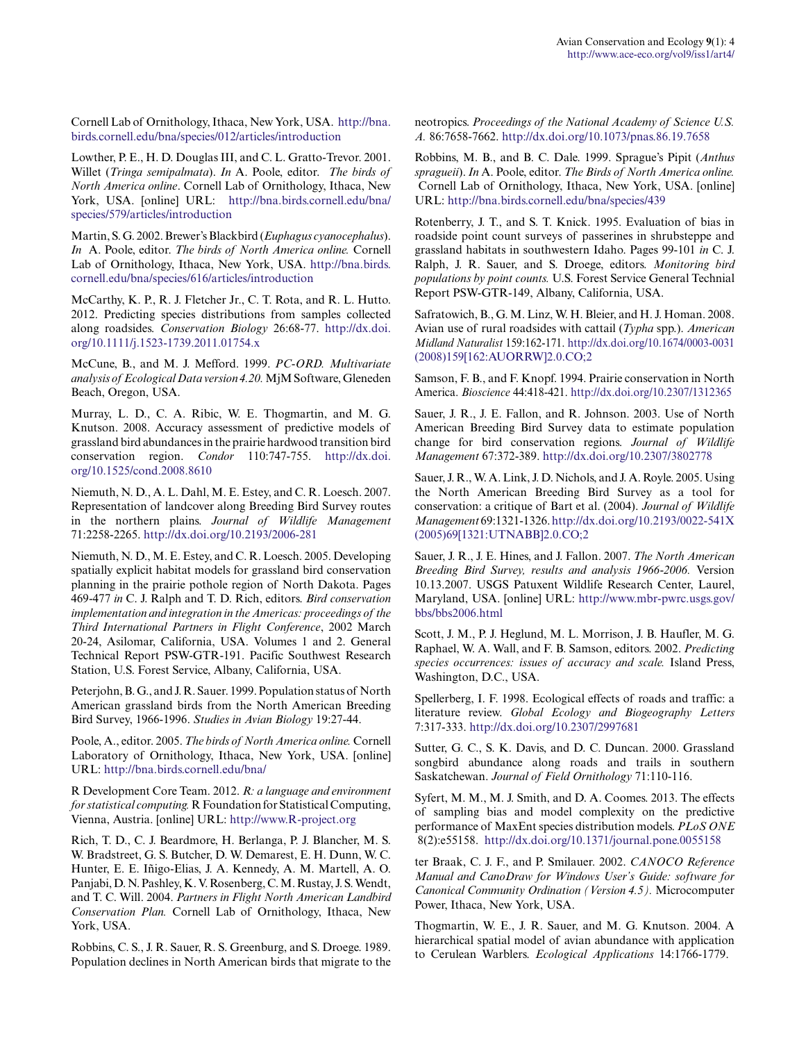Cornell Lab of Ornithology, Ithaca, New York, USA. http://bna.birds.cornell.edu/bna/species/012/articles/introduction

Lowther, P. E., H. D. Douglas III, and C. L. Gratto-Trevor. 2001. Willet (*Tringa semipalmata*). *In* A. Poole, editor. *The birds of North America online*. Cornell Lab of Ornithology, Ithaca, New York, USA. [online] URL: http://bna.birds.cornell.edu/bna/species/579/articles/introduction

Martin, S. G. 2002. Brewer's Blackbird (*Euphagus cyanocephalus*). *In* A. Poole, editor. *The birds of North America online.* Cornell Lab of Ornithology, Ithaca, New York, USA. http://bna.birds.cornell.edu/bna/species/616/articles/introduction

McCarthy, K. P., R. J. Fletcher Jr., C. T. Rota, and R. L. Hutto. 2012. Predicting species distributions from samples collected along roadsides. *Conservation Biology* 26:68-77. http://dx.doi.org/10.1111/j.1523-1739.2011.01754.x

McCune, B., and M. J. Mefford. 1999. *PC-ORD. Multivariate analysis of Ecological Data version 4.20.* MjM Software, Gleneden Beach, Oregon, USA.

Murray, L. D., C. A. Ribic, W. E. Thogmartin, and M. G. Knutson. 2008. Accuracy assessment of predictive models of grassland bird abundances in the prairie hardwood transition bird conservation region. *Condor* 110:747-755. http://dx.doi.org/10.1525/cond.2008.8610

Niemuth, N. D., A. L. Dahl, M. E. Estey, and C. R. Loesch. 2007. Representation of landcover along Breeding Bird Survey routes in the northern plains. *Journal of Wildlife Management* 71:2258-2265. http://dx.doi.org/10.2193/2006-281

Niemuth, N. D., M. E. Estey, and C. R. Loesch. 2005. Developing spatially explicit habitat models for grassland bird conservation planning in the prairie pothole region of North Dakota. Pages 469-477 *in* C. J. Ralph and T. D. Rich, editors. *Bird conservation implementation and integration in the Americas: proceedings of the Third International Partners in Flight Conference*, 2002 March 20-24, Asilomar, California, USA. Volumes 1 and 2. General Technical Report PSW-GTR-191. Pacific Southwest Research Station, U.S. Forest Service, Albany, California, USA.

Peterjohn, B. G., and J. R. Sauer. 1999. Population status of North American grassland birds from the North American Breeding Bird Survey, 1966-1996. *Studies in Avian Biology* 19:27-44.

Poole, A., editor. 2005. *The birds of North America online.* Cornell Laboratory of Ornithology, Ithaca, New York, USA. [online] URL: http://bna.birds.cornell.edu/bna/

R Development Core Team. 2012. *R: a language and environment for statistical computing.* R Foundation for Statistical Computing, Vienna, Austria. [online] URL: http://www.R-project.org

Rich, T. D., C. J. Beardmore, H. Berlanga, P. J. Blancher, M. S. W. Bradstreet, G. S. Butcher, D. W. Demarest, E. H. Dunn, W. C. Hunter, E. E. Iñigo-Elias, J. A. Kennedy, A. M. Martell, A. O. Panjabi, D. N. Pashley, K. V. Rosenberg, C. M. Rustay, J. S. Wendt, and T. C. Will. 2004. *Partners in Flight North American Landbird Conservation Plan.* Cornell Lab of Ornithology, Ithaca, New York, USA.

Robbins, C. S., J. R. Sauer, R. S. Greenburg, and S. Droege. 1989. Population declines in North American birds that migrate to the neotropics. *Proceedings of the National Academy of Science U.S. A.* 86:7658-7662. http://dx.doi.org/10.1073/pnas.86.19.7658

Robbins, M. B., and B. C. Dale. 1999. Sprague's Pipit (*Anthus spragueii*). *In* A. Poole, editor. *The Birds of North America online.* Cornell Lab of Ornithology, Ithaca, New York, USA. [online] URL: http://bna.birds.cornell.edu/bna/species/439

Rotenberry, J. T., and S. T. Knick. 1995. Evaluation of bias in roadside point count surveys of passerines in shrubsteppe and grassland habitats in southwestern Idaho. Pages 99-101 *in* C. J. Ralph, J. R. Sauer, and S. Droege, editors. *Monitoring bird populations by point counts.* U.S. Forest Service General Technial Report PSW-GTR-149, Albany, California, USA.

Safratowich, B., G. M. Linz, W. H. Bleier, and H. J. Homan. 2008. Avian use of rural roadsides with cattail (*Typha* spp.). *American Midland Naturalist* 159:162-171. http://dx.doi.org/10.1674/0003-0031(2008)159[162:AUORRW]2.0.CO;2

Samson, F. B., and F. Knopf. 1994. Prairie conservation in North America. *Bioscience* 44:418-421. http://dx.doi.org/10.2307/1312365

Sauer, J. R., J. E. Fallon, and R. Johnson. 2003. Use of North American Breeding Bird Survey data to estimate population change for bird conservation regions. *Journal of Wildlife Management* 67:372-389. http://dx.doi.org/10.2307/3802778

Sauer, J. R., W. A. Link, J. D. Nichols, and J. A. Royle. 2005. Using the North American Breeding Bird Survey as a tool for conservation: a critique of Bart et al. (2004). *Journal of Wildlife Management* 69:1321-1326. http://dx.doi.org/10.2193/0022-541X(2005)69[1321:UTNABB]2.0.CO;2

Sauer, J. R., J. E. Hines, and J. Fallon. 2007. *The North American Breeding Bird Survey, results and analysis 1966-2006.* Version 10.13.2007. USGS Patuxent Wildlife Research Center, Laurel, Maryland, USA. [online] URL: http://www.mbr-pwrc.usgs.gov/bbs/bbs2006.html

Scott, J. M., P. J. Heglund, M. L. Morrison, J. B. Haufler, M. G. Raphael, W. A. Wall, and F. B. Samson, editors. 2002. *Predicting species occurrences: issues of accuracy and scale.* Island Press, Washington, D.C., USA.

Spellerberg, I. F. 1998. Ecological effects of roads and traffic: a literature review. *Global Ecology and Biogeography Letters* 7:317-333. http://dx.doi.org/10.2307/2997681

Sutter, G. C., S. K. Davis, and D. C. Duncan. 2000. Grassland songbird abundance along roads and trails in southern Saskatchewan. *Journal of Field Ornithology* 71:110-116.

Syfert, M. M., M. J. Smith, and D. A. Coomes. 2013. The effects of sampling bias and model complexity on the predictive performance of MaxEnt species distribution models. *PLoS ONE* 8(2):e55158. http://dx.doi.org/10.1371/journal.pone.0055158

ter Braak, C. J. F., and P. Smilauer. 2002. *CANOCO Reference Manual and CanoDraw for Windows User's Guide: software for Canonical Community Ordination (Version 4.5).* Microcomputer Power, Ithaca, New York, USA.

Thogmartin, W. E., J. R. Sauer, and M. G. Knutson. 2004. A hierarchical spatial model of avian abundance with application to Cerulean Warblers. *Ecological Applications* 14:1766-1779.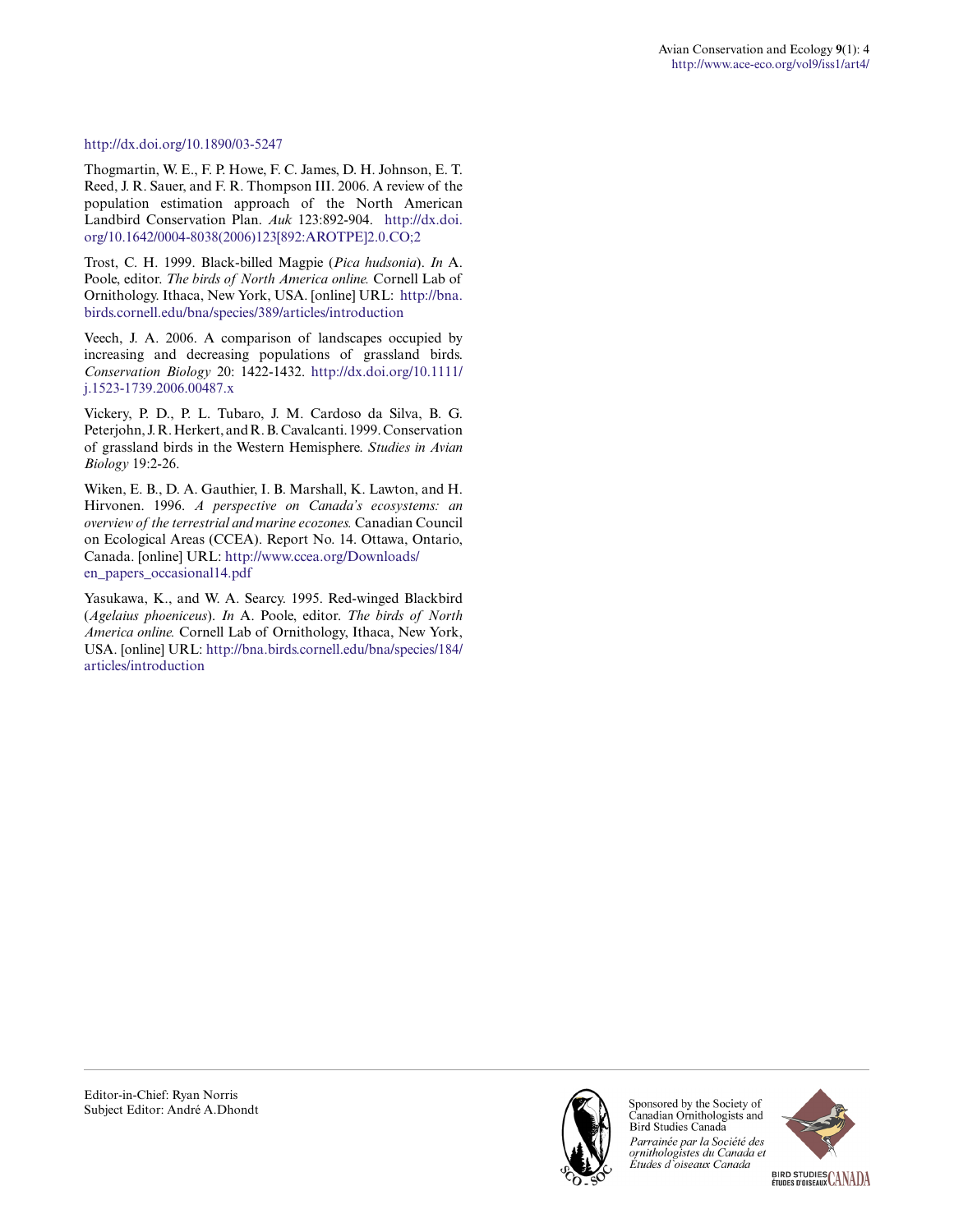http://dx.doi.org/10.1890/03-5247

Thogmartin, W. E., F. P. Howe, F. C. James, D. H. Johnson, E. T. Reed, J. R. Sauer, and F. R. Thompson III. 2006. A review of the population estimation approach of the North American Landbird Conservation Plan. *Auk* 123:892-904. http://dx.doi.org/10.1642/0004-8038(2006)123[892:AROTPE]2.0.CO;2

Trost, C. H. 1999. Black-billed Magpie (*Pica hudsonia*). *In* A. Poole, editor. *The birds of North America online.* Cornell Lab of Ornithology. Ithaca, New York, USA. [online] URL: http://bna.birds.cornell.edu/bna/species/389/articles/introduction

Veech, J. A. 2006. A comparison of landscapes occupied by increasing and decreasing populations of grassland birds. *Conservation Biology* 20: 1422-1432. http://dx.doi.org/10.1111/j.1523-1739.2006.00487.x

Vickery, P. D., P. L. Tubaro, J. M. Cardoso da Silva, B. G. Peterjohn, J. R. Herkert, and R. B. Cavalcanti. 1999. Conservation of grassland birds in the Western Hemisphere. *Studies in Avian Biology* 19:2-26.

Wiken, E. B., D. A. Gauthier, I. B. Marshall, K. Lawton, and H. Hirvonen. 1996. *A perspective on Canada's ecosystems: an overview of the terrestrial and marine ecozones.* Canadian Council on Ecological Areas (CCEA). Report No. 14. Ottawa, Ontario, Canada. [online] URL: http://www.ccea.org/Downloads/en_papers_occasional14.pdf

Yasukawa, K., and W. A. Searcy. 1995. Red-winged Blackbird (*Agelaius phoeniceus*). *In* A. Poole, editor. *The birds of North America online.* Cornell Lab of Ornithology, Ithaca, New York, USA. [online] URL: http://bna.birds.cornell.edu/bna/species/184/articles/introduction

Editor-in-Chief: Ryan Norris
Subject Editor: André A.Dhondt

Sponsored by the Society of Canadian Ornithologists and Bird Studies Canada

*Parrainée par la Société des ornithologistes du Canada et Études d'oiseaux Canada*